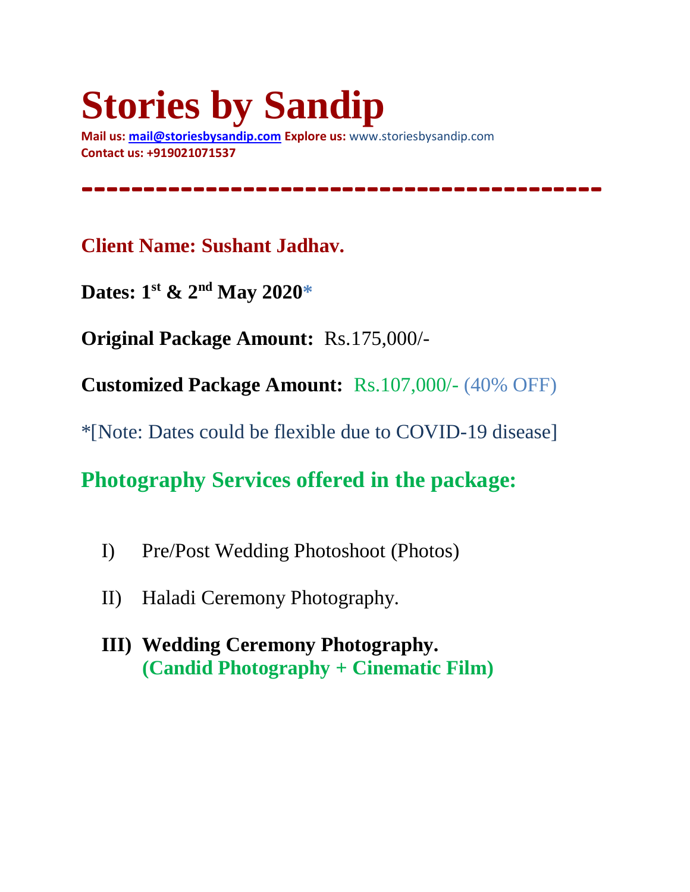# Stories by Sandip

**Mail us:** mail@storiesbysandip.com **Explore us:** www.storiesbysandip.com
**Contact us: +919021071537**

---

**Client Name: Sushant Jadhav.**

**Dates: 1st & 2nd May 2020***

**Original Package Amount:** Rs.175,000/-

**Customized Package Amount:** Rs.107,000/- (40% OFF)

*[Note: Dates could be flexible due to COVID-19 disease]

## Photography Services offered in the package:

I) Pre/Post Wedding Photoshoot (Photos)

II) Haladi Ceremony Photography.

**III) Wedding Ceremony Photography.**
**(Candid Photography + Cinematic Film)**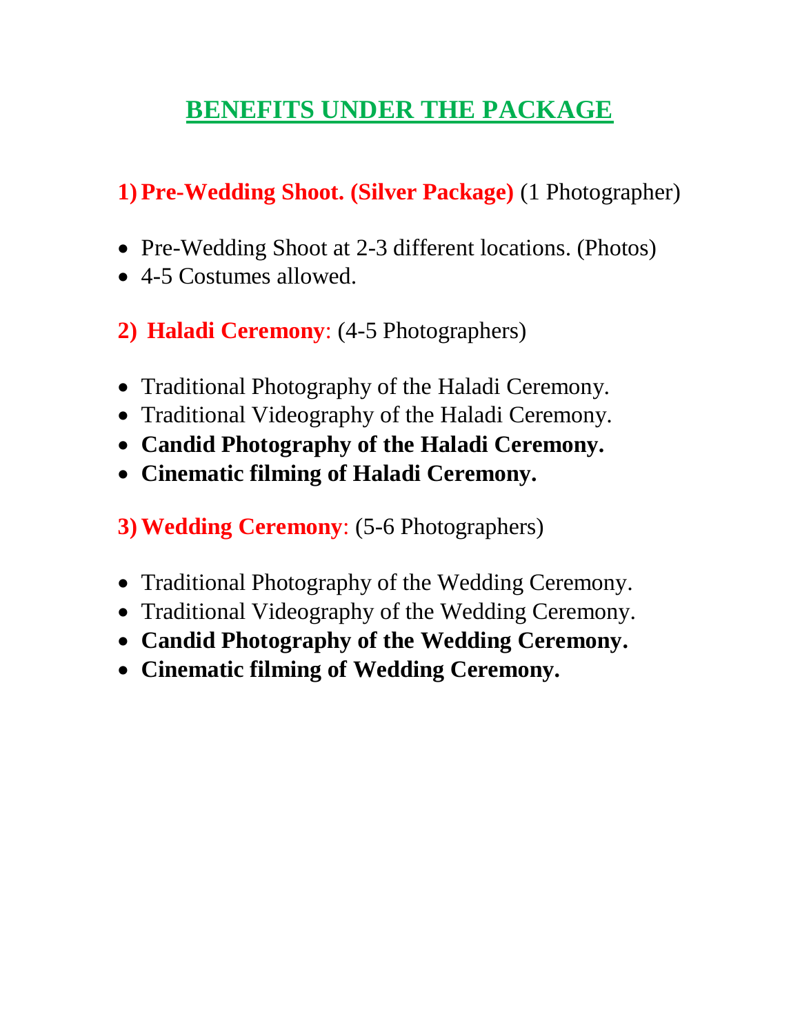# BENEFITS UNDER THE PACKAGE

1) **Pre-Wedding Shoot. (Silver Package)** (1 Photographer)

- Pre-Wedding Shoot at 2-3 different locations. (Photos)
- 4-5 Costumes allowed.

2) **Haladi Ceremony**: (4-5 Photographers)

- Traditional Photography of the Haladi Ceremony.
- Traditional Videography of the Haladi Ceremony.
- **Candid Photography of the Haladi Ceremony.**
- **Cinematic filming of Haladi Ceremony.**

3) **Wedding Ceremony**: (5-6 Photographers)

- Traditional Photography of the Wedding Ceremony.
- Traditional Videography of the Wedding Ceremony.
- **Candid Photography of the Wedding Ceremony.**
- **Cinematic filming of Wedding Ceremony.**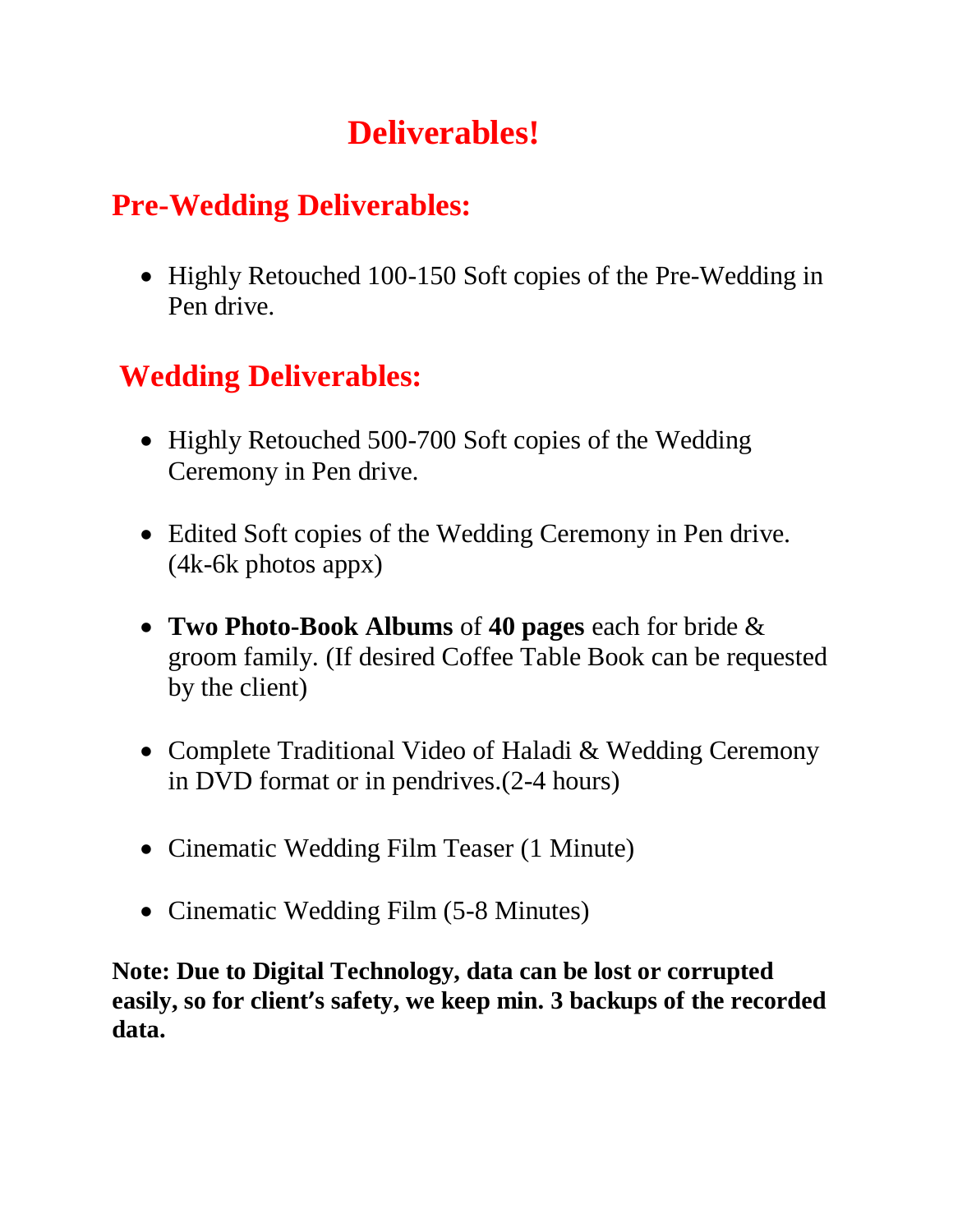# Deliverables!

## Pre-Wedding Deliverables:

- Highly Retouched 100-150 Soft copies of the Pre-Wedding in Pen drive.

## Wedding Deliverables:

- Highly Retouched 500-700 Soft copies of the Wedding Ceremony in Pen drive.
- Edited Soft copies of the Wedding Ceremony in Pen drive. (4k-6k photos appx)
- **Two Photo-Book Albums** of **40 pages** each for bride & groom family. (If desired Coffee Table Book can be requested by the client)
- Complete Traditional Video of Haladi & Wedding Ceremony in DVD format or in pendrives.(2-4 hours)
- Cinematic Wedding Film Teaser (1 Minute)
- Cinematic Wedding Film (5-8 Minutes)

**Note: Due to Digital Technology, data can be lost or corrupted easily, so for client's safety, we keep min. 3 backups of the recorded data.**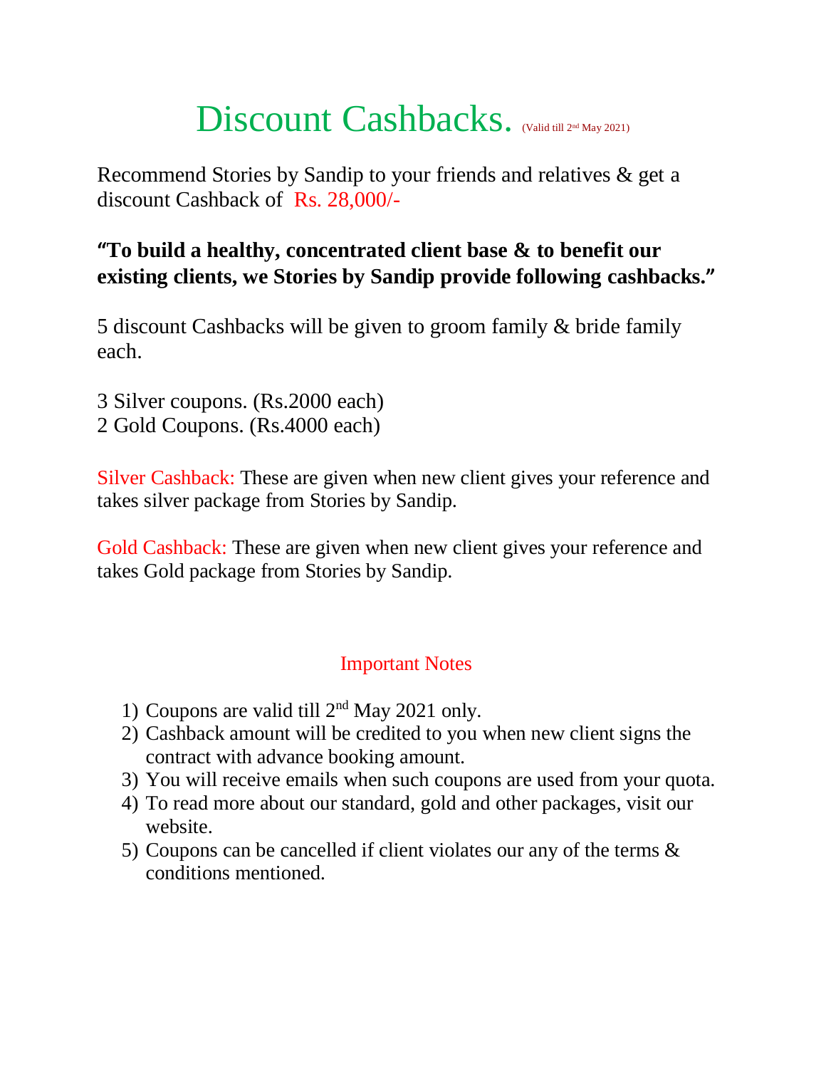# Discount Cashbacks. (Valid till 2nd May 2021)

Recommend Stories by Sandip to your friends and relatives & get a discount Cashback of Rs. 28,000/-

**"To build a healthy, concentrated client base & to benefit our existing clients, we Stories by Sandip provide following cashbacks."**

5 discount Cashbacks will be given to groom family & bride family each.

3 Silver coupons. (Rs.2000 each)
2 Gold Coupons. (Rs.4000 each)

Silver Cashback: These are given when new client gives your reference and takes silver package from Stories by Sandip.

Gold Cashback: These are given when new client gives your reference and takes Gold package from Stories by Sandip.

## Important Notes

1) Coupons are valid till 2nd May 2021 only.
2) Cashback amount will be credited to you when new client signs the contract with advance booking amount.
3) You will receive emails when such coupons are used from your quota.
4) To read more about our standard, gold and other packages, visit our website.
5) Coupons can be cancelled if client violates our any of the terms & conditions mentioned.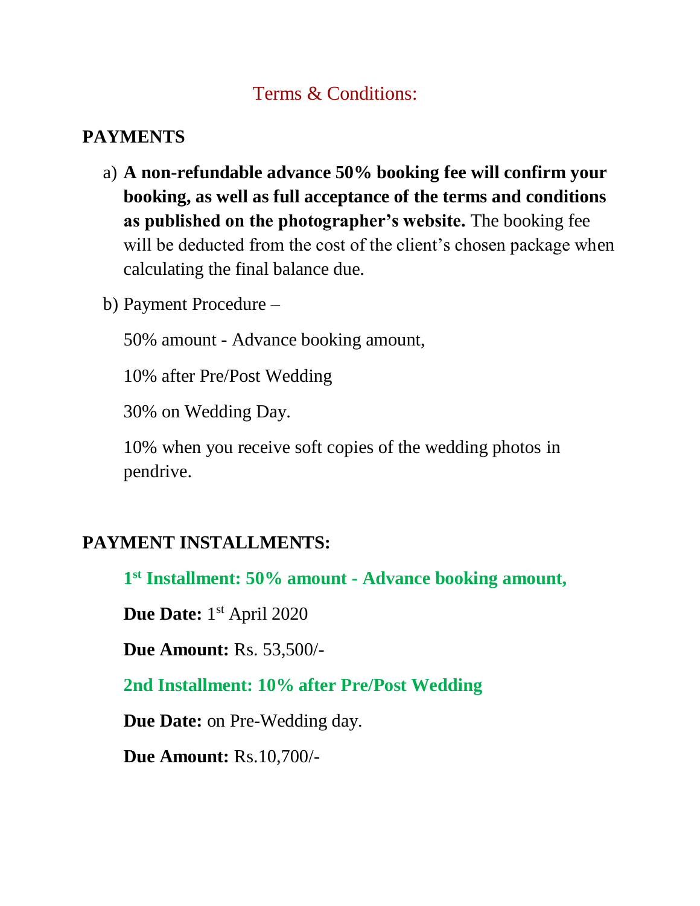# Terms & Conditions:

## PAYMENTS

a) **A non-refundable advance 50% booking fee will confirm your booking, as well as full acceptance of the terms and conditions as published on the photographer's website.** The booking fee will be deducted from the cost of the client's chosen package when calculating the final balance due.

b) Payment Procedure –

50% amount - Advance booking amount,

10% after Pre/Post Wedding

30% on Wedding Day.

10% when you receive soft copies of the wedding photos in pendrive.

## PAYMENT INSTALLMENTS:

**1st Installment: 50% amount - Advance booking amount,**

**Due Date:** 1st April 2020

**Due Amount:** Rs. 53,500/-

**2nd Installment: 10% after Pre/Post Wedding**

**Due Date:** on Pre-Wedding day.

**Due Amount:** Rs.10,700/-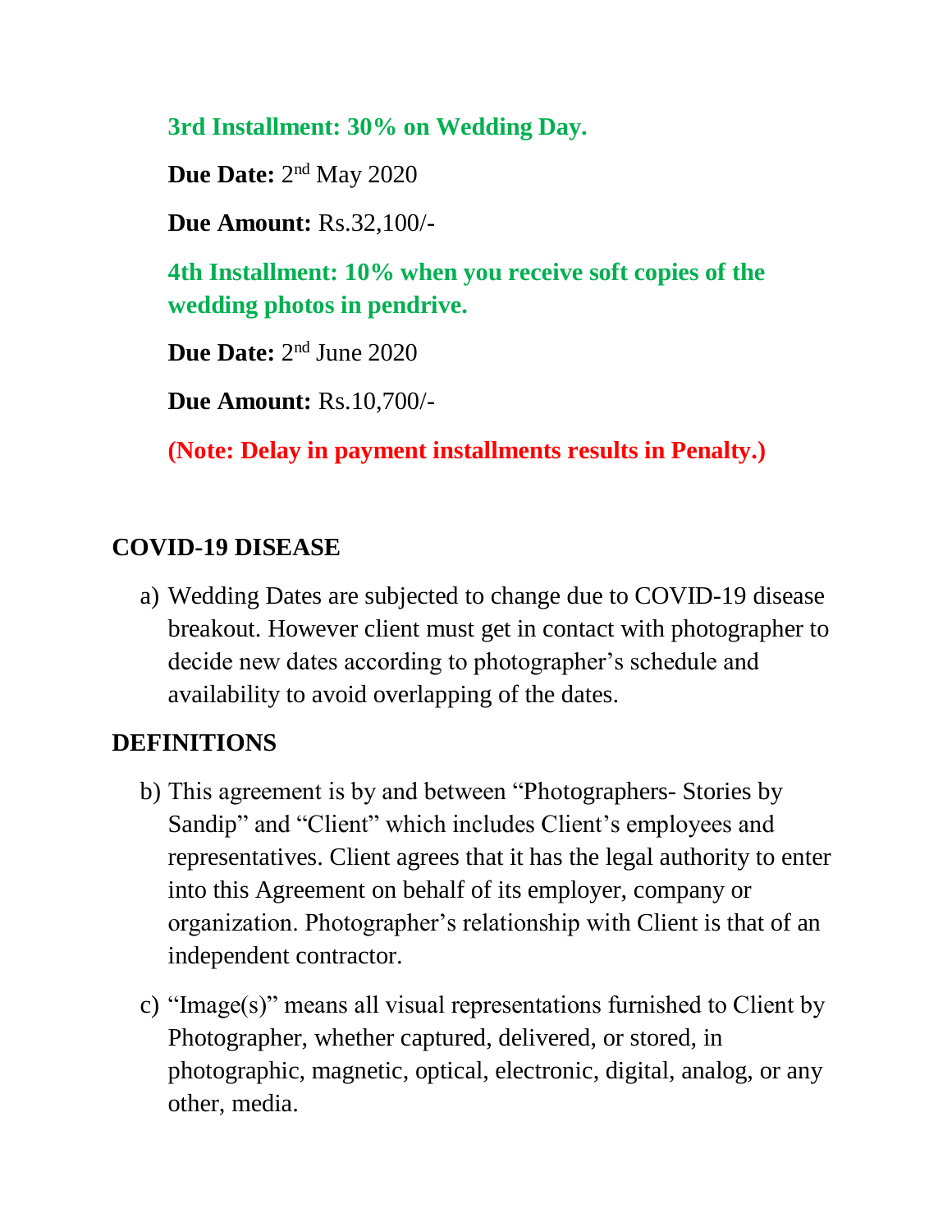**3rd Installment: 30% on Wedding Day.**

**Due Date:** 2nd May 2020

**Due Amount:** Rs.32,100/-

**4th Installment: 10% when you receive soft copies of the wedding photos in pendrive.**

**Due Date:** 2nd June 2020

**Due Amount:** Rs.10,700/-

**(Note: Delay in payment installments results in Penalty.)**

## COVID-19 DISEASE

a) Wedding Dates are subjected to change due to COVID-19 disease breakout. However client must get in contact with photographer to decide new dates according to photographer's schedule and availability to avoid overlapping of the dates.

## DEFINITIONS

b) This agreement is by and between "Photographers- Stories by Sandip" and "Client" which includes Client's employees and representatives. Client agrees that it has the legal authority to enter into this Agreement on behalf of its employer, company or organization. Photographer's relationship with Client is that of an independent contractor.

c) "Image(s)" means all visual representations furnished to Client by Photographer, whether captured, delivered, or stored, in photographic, magnetic, optical, electronic, digital, analog, or any other, media.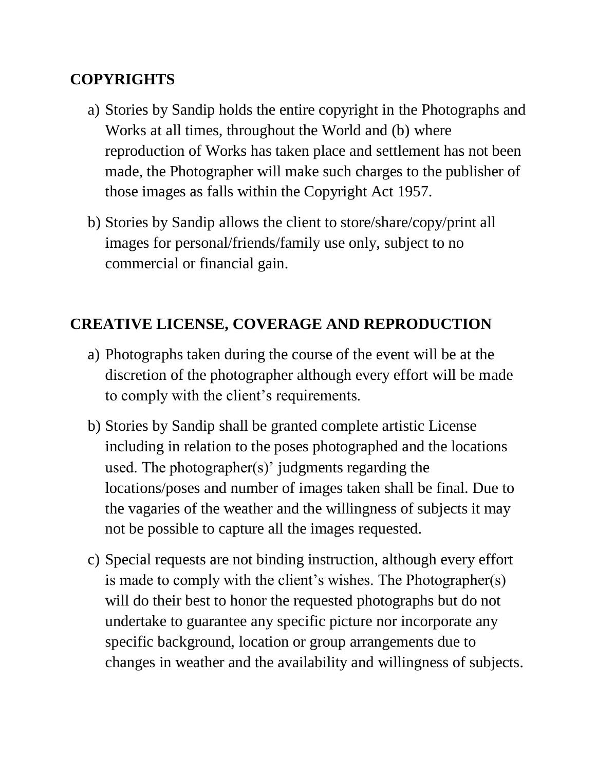## COPYRIGHTS

a) Stories by Sandip holds the entire copyright in the Photographs and Works at all times, throughout the World and (b) where reproduction of Works has taken place and settlement has not been made, the Photographer will make such charges to the publisher of those images as falls within the Copyright Act 1957.

b) Stories by Sandip allows the client to store/share/copy/print all images for personal/friends/family use only, subject to no commercial or financial gain.

## CREATIVE LICENSE, COVERAGE AND REPRODUCTION

a) Photographs taken during the course of the event will be at the discretion of the photographer although every effort will be made to comply with the client's requirements.

b) Stories by Sandip shall be granted complete artistic License including in relation to the poses photographed and the locations used. The photographer(s)' judgments regarding the locations/poses and number of images taken shall be final. Due to the vagaries of the weather and the willingness of subjects it may not be possible to capture all the images requested.

c) Special requests are not binding instruction, although every effort is made to comply with the client's wishes. The Photographer(s) will do their best to honor the requested photographs but do not undertake to guarantee any specific picture nor incorporate any specific background, location or group arrangements due to changes in weather and the availability and willingness of subjects.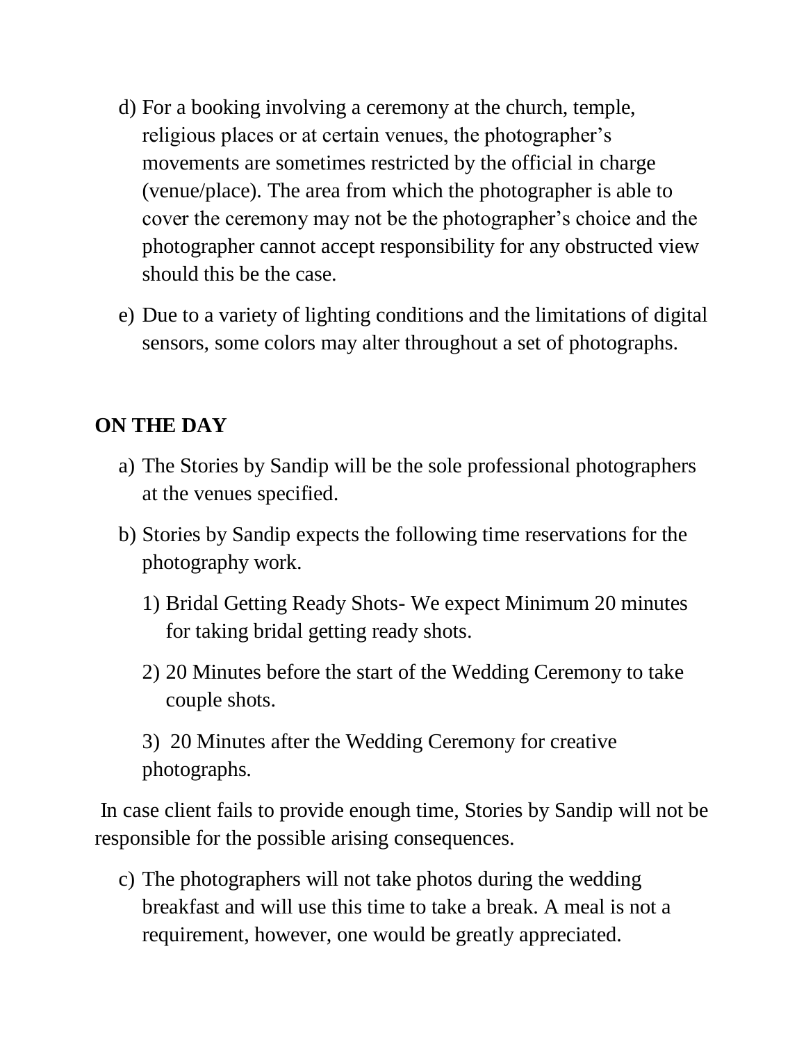d) For a booking involving a ceremony at the church, temple, religious places or at certain venues, the photographer's movements are sometimes restricted by the official in charge (venue/place). The area from which the photographer is able to cover the ceremony may not be the photographer's choice and the photographer cannot accept responsibility for any obstructed view should this be the case.

e) Due to a variety of lighting conditions and the limitations of digital sensors, some colors may alter throughout a set of photographs.

## ON THE DAY

a) The Stories by Sandip will be the sole professional photographers at the venues specified.

b) Stories by Sandip expects the following time reservations for the photography work.

   1) Bridal Getting Ready Shots- We expect Minimum 20 minutes for taking bridal getting ready shots.

   2) 20 Minutes before the start of the Wedding Ceremony to take couple shots.

   3) 20 Minutes after the Wedding Ceremony for creative photographs.

In case client fails to provide enough time, Stories by Sandip will not be responsible for the possible arising consequences.

c) The photographers will not take photos during the wedding breakfast and will use this time to take a break. A meal is not a requirement, however, one would be greatly appreciated.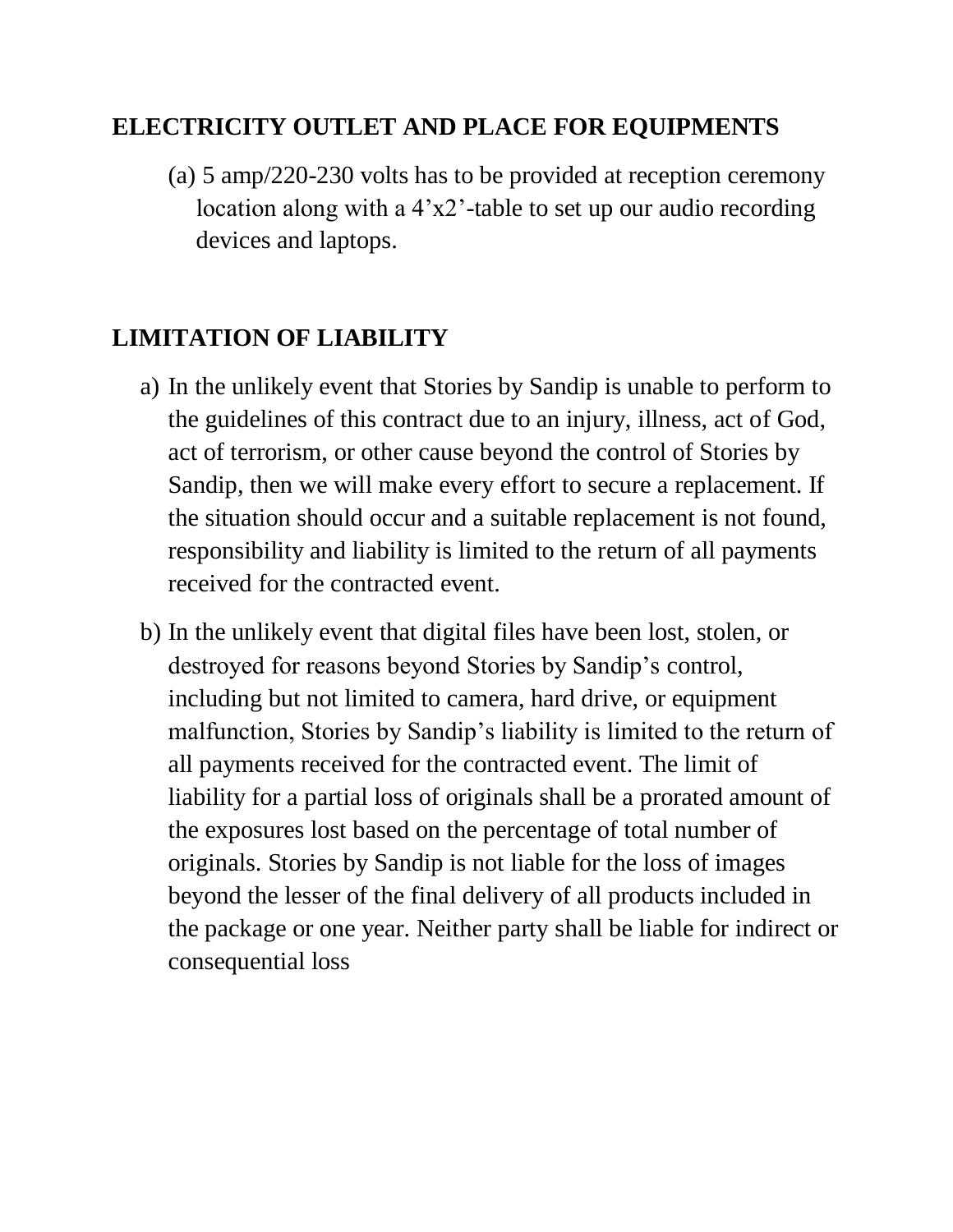## ELECTRICITY OUTLET AND PLACE FOR EQUIPMENTS

(a) 5 amp/220-230 volts has to be provided at reception ceremony location along with a 4’x2’-table to set up our audio recording devices and laptops.

## LIMITATION OF LIABILITY

a) In the unlikely event that Stories by Sandip is unable to perform to the guidelines of this contract due to an injury, illness, act of God, act of terrorism, or other cause beyond the control of Stories by Sandip, then we will make every effort to secure a replacement. If the situation should occur and a suitable replacement is not found, responsibility and liability is limited to the return of all payments received for the contracted event.

b) In the unlikely event that digital files have been lost, stolen, or destroyed for reasons beyond Stories by Sandip’s control, including but not limited to camera, hard drive, or equipment malfunction, Stories by Sandip’s liability is limited to the return of all payments received for the contracted event. The limit of liability for a partial loss of originals shall be a prorated amount of the exposures lost based on the percentage of total number of originals. Stories by Sandip is not liable for the loss of images beyond the lesser of the final delivery of all products included in the package or one year. Neither party shall be liable for indirect or consequential loss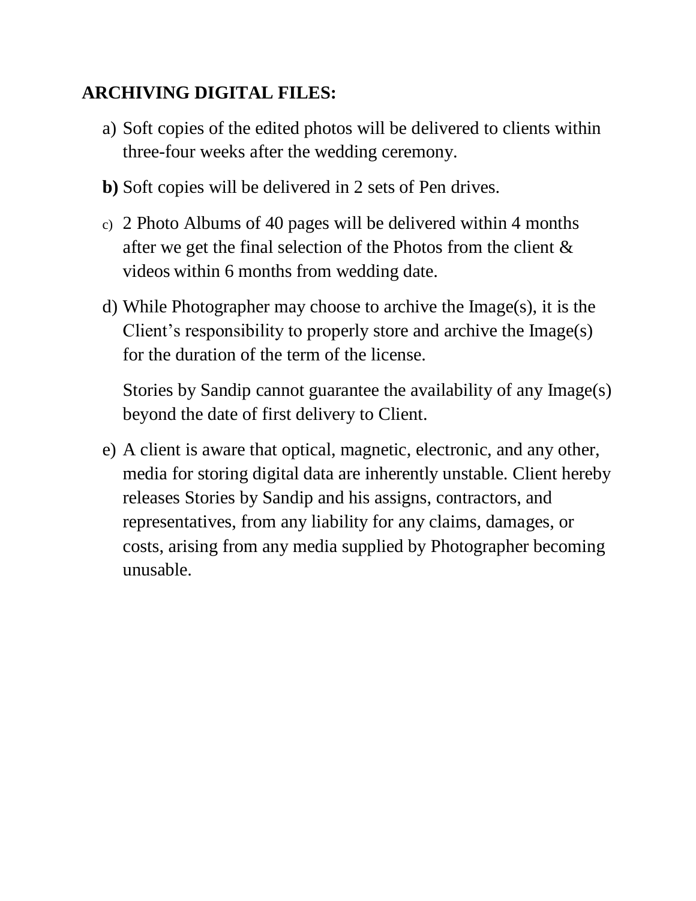**ARCHIVING DIGITAL FILES:**

a) Soft copies of the edited photos will be delivered to clients within three-four weeks after the wedding ceremony.

**b)** Soft copies will be delivered in 2 sets of Pen drives.

c) 2 Photo Albums of 40 pages will be delivered within 4 months after we get the final selection of the Photos from the client & videos within 6 months from wedding date.

d) While Photographer may choose to archive the Image(s), it is the Client's responsibility to properly store and archive the Image(s) for the duration of the term of the license.

   Stories by Sandip cannot guarantee the availability of any Image(s) beyond the date of first delivery to Client.

e) A client is aware that optical, magnetic, electronic, and any other, media for storing digital data are inherently unstable. Client hereby releases Stories by Sandip and his assigns, contractors, and representatives, from any liability for any claims, damages, or costs, arising from any media supplied by Photographer becoming unusable.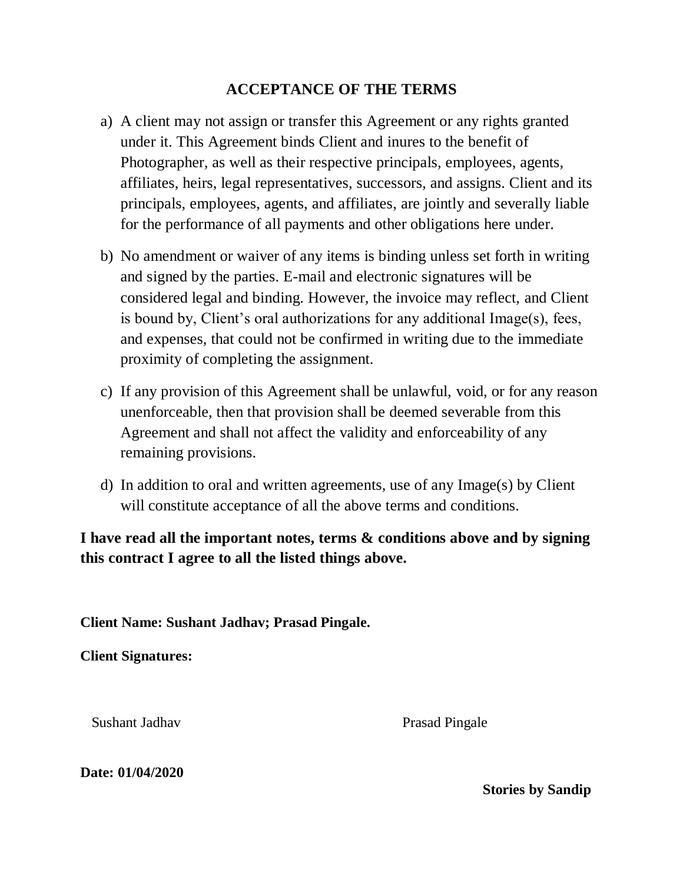## ACCEPTANCE OF THE TERMS

a) A client may not assign or transfer this Agreement or any rights granted under it. This Agreement binds Client and inures to the benefit of Photographer, as well as their respective principals, employees, agents, affiliates, heirs, legal representatives, successors, and assigns. Client and its principals, employees, agents, and affiliates, are jointly and severally liable for the performance of all payments and other obligations here under.

b) No amendment or waiver of any items is binding unless set forth in writing and signed by the parties. E-mail and electronic signatures will be considered legal and binding. However, the invoice may reflect, and Client is bound by, Client's oral authorizations for any additional Image(s), fees, and expenses, that could not be confirmed in writing due to the immediate proximity of completing the assignment.

c) If any provision of this Agreement shall be unlawful, void, or for any reason unenforceable, then that provision shall be deemed severable from this Agreement and shall not affect the validity and enforceability of any remaining provisions.

d) In addition to oral and written agreements, use of any Image(s) by Client will constitute acceptance of all the above terms and conditions.

**I have read all the important notes, terms & conditions above and by signing this contract I agree to all the listed things above.**

**Client Name: Sushant Jadhav; Prasad Pingale.**

**Client Signatures:**

Sushant Jadhav

Prasad Pingale

**Date: 01/04/2020**

**Stories by Sandip**